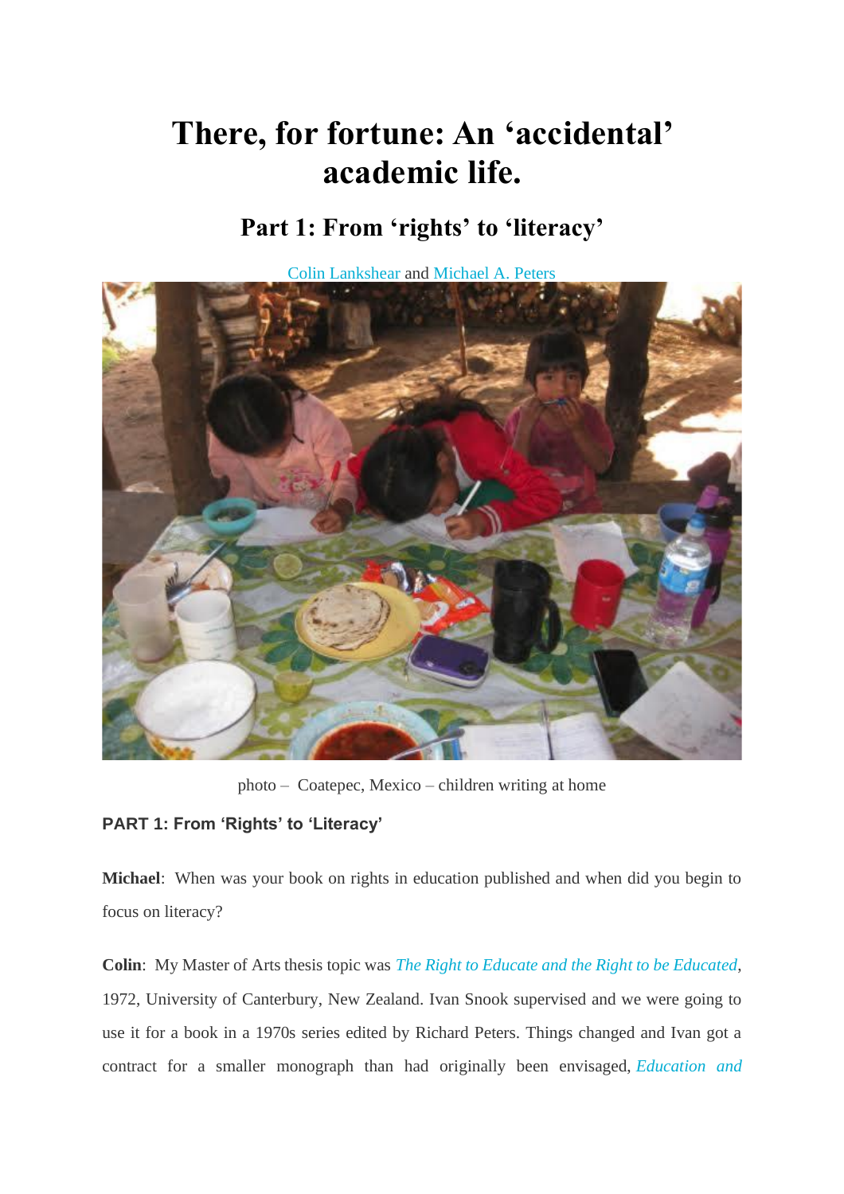# There, for fortune: An 'accidental' academic life.

## Part 1: From 'rights' to 'literacy'

Colin Lankshear and Michael A. Peters

photo – Coatepec, Mexico – children writing at home

### PART 1: From 'Rights' to 'Literacy'

**Michael**: When was your book on rights in education published and when did you begin to focus on literacy?

**Colin**: My Master of Arts thesis topic was *The Right to Educate and the Right to be Educated*, 1972, University of Canterbury, New Zealand. Ivan Snook supervised and we were going to use it for a book in a 1970s series edited by Richard Peters. Things changed and Ivan got a contract for a smaller monograph than had originally been envisaged, *Education and*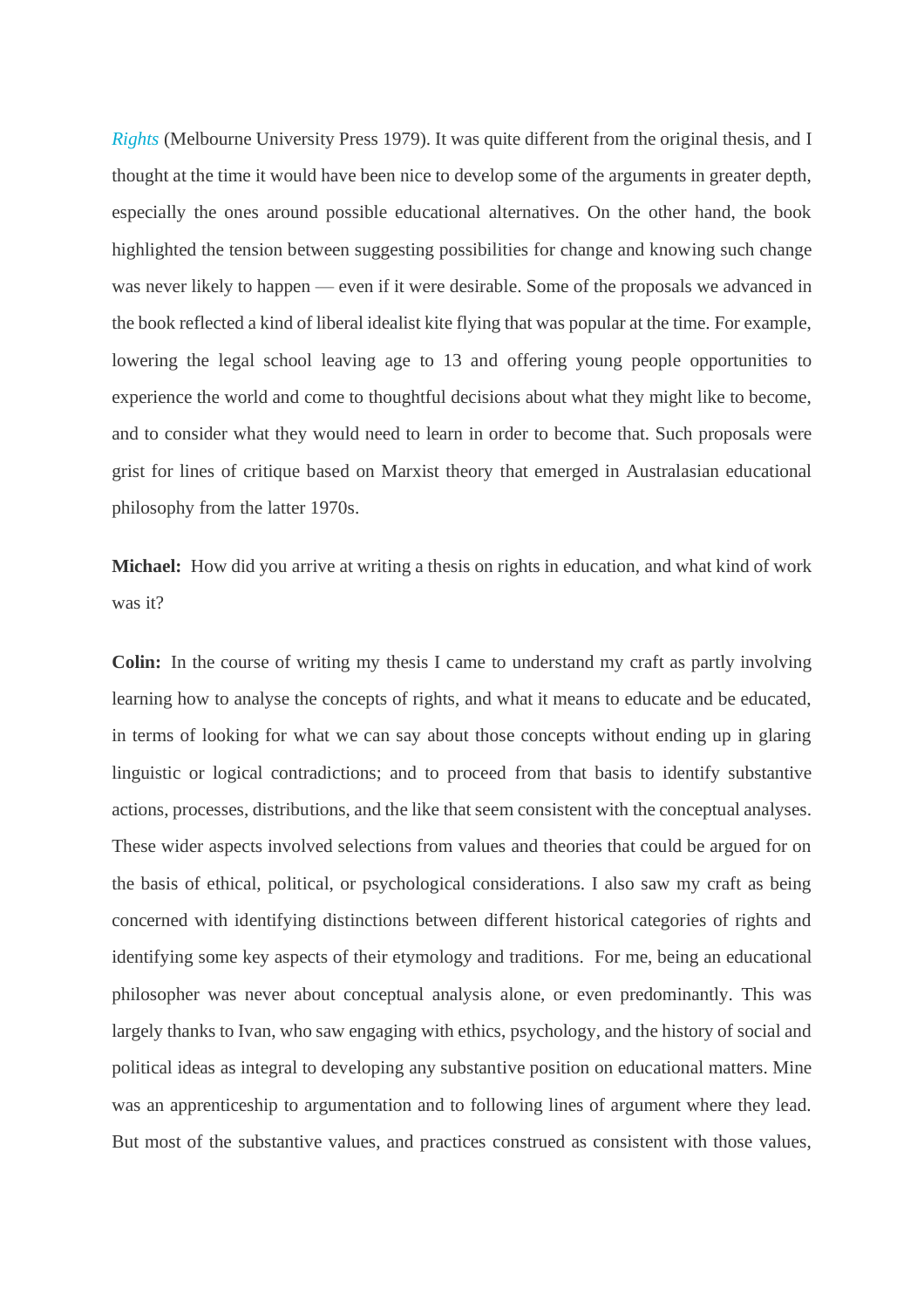*Rights* (Melbourne University Press 1979). It was quite different from the original thesis, and I thought at the time it would have been nice to develop some of the arguments in greater depth, especially the ones around possible educational alternatives. On the other hand, the book highlighted the tension between suggesting possibilities for change and knowing such change was never likely to happen — even if it were desirable. Some of the proposals we advanced in the book reflected a kind of liberal idealist kite flying that was popular at the time. For example, lowering the legal school leaving age to 13 and offering young people opportunities to experience the world and come to thoughtful decisions about what they might like to become, and to consider what they would need to learn in order to become that. Such proposals were grist for lines of critique based on Marxist theory that emerged in Australasian educational philosophy from the latter 1970s.

**Michael:** How did you arrive at writing a thesis on rights in education, and what kind of work was it?

**Colin:** In the course of writing my thesis I came to understand my craft as partly involving learning how to analyse the concepts of rights, and what it means to educate and be educated, in terms of looking for what we can say about those concepts without ending up in glaring linguistic or logical contradictions; and to proceed from that basis to identify substantive actions, processes, distributions, and the like that seem consistent with the conceptual analyses. These wider aspects involved selections from values and theories that could be argued for on the basis of ethical, political, or psychological considerations. I also saw my craft as being concerned with identifying distinctions between different historical categories of rights and identifying some key aspects of their etymology and traditions. For me, being an educational philosopher was never about conceptual analysis alone, or even predominantly. This was largely thanks to Ivan, who saw engaging with ethics, psychology, and the history of social and political ideas as integral to developing any substantive position on educational matters. Mine was an apprenticeship to argumentation and to following lines of argument where they lead. But most of the substantive values, and practices construed as consistent with those values,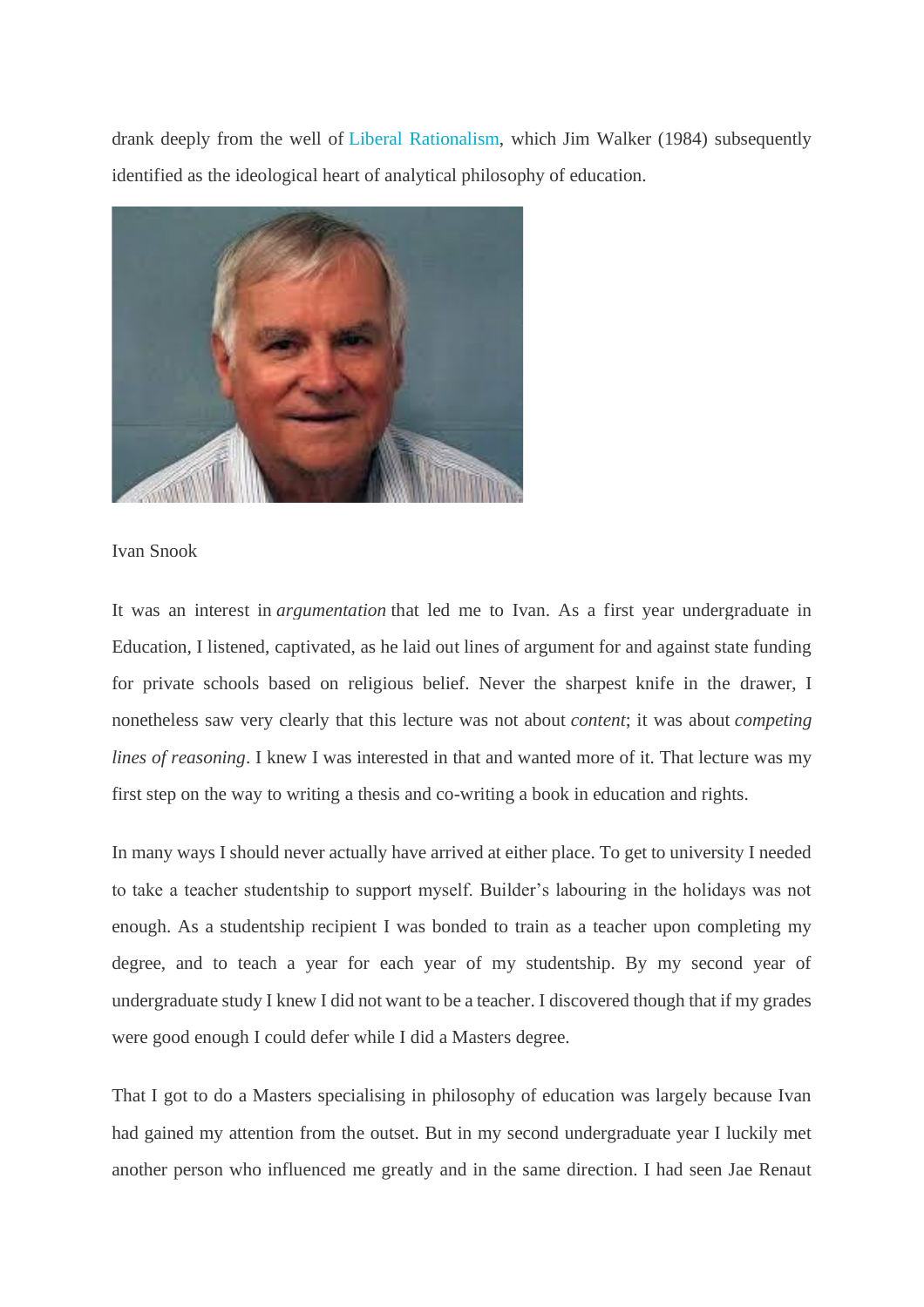drank deeply from the well of Liberal Rationalism, which Jim Walker (1984) subsequently identified as the ideological heart of analytical philosophy of education.

Ivan Snook

It was an interest in *argumentation* that led me to Ivan. As a first year undergraduate in Education, I listened, captivated, as he laid out lines of argument for and against state funding for private schools based on religious belief. Never the sharpest knife in the drawer, I nonetheless saw very clearly that this lecture was not about *content*; it was about *competing lines of reasoning*. I knew I was interested in that and wanted more of it. That lecture was my first step on the way to writing a thesis and co-writing a book in education and rights.

In many ways I should never actually have arrived at either place. To get to university I needed to take a teacher studentship to support myself. Builder's labouring in the holidays was not enough. As a studentship recipient I was bonded to train as a teacher upon completing my degree, and to teach a year for each year of my studentship. By my second year of undergraduate study I knew I did not want to be a teacher. I discovered though that if my grades were good enough I could defer while I did a Masters degree.

That I got to do a Masters specialising in philosophy of education was largely because Ivan had gained my attention from the outset. But in my second undergraduate year I luckily met another person who influenced me greatly and in the same direction. I had seen Jae Renaut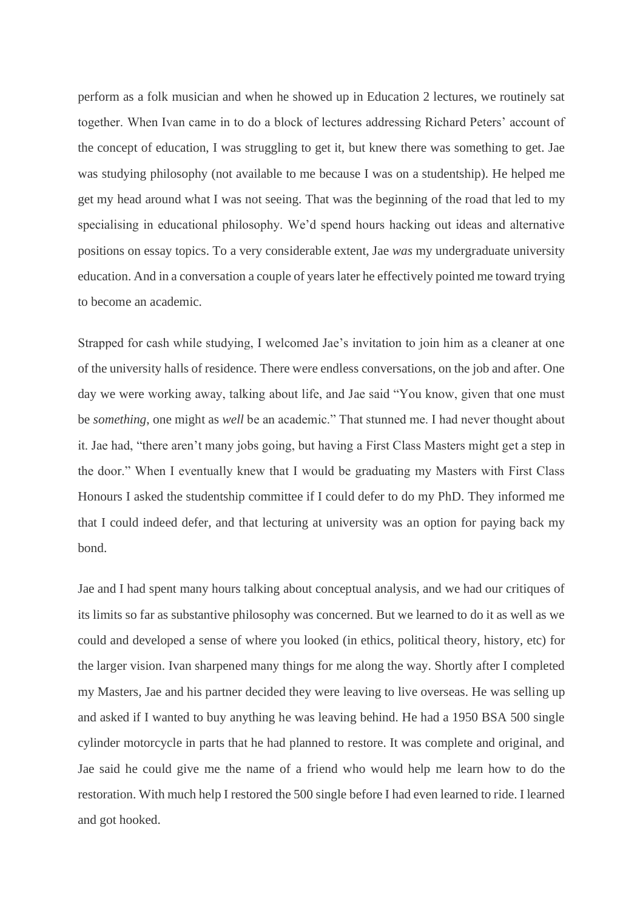perform as a folk musician and when he showed up in Education 2 lectures, we routinely sat together. When Ivan came in to do a block of lectures addressing Richard Peters' account of the concept of education, I was struggling to get it, but knew there was something to get. Jae was studying philosophy (not available to me because I was on a studentship). He helped me get my head around what I was not seeing. That was the beginning of the road that led to my specialising in educational philosophy. We'd spend hours hacking out ideas and alternative positions on essay topics. To a very considerable extent, Jae *was* my undergraduate university education. And in a conversation a couple of years later he effectively pointed me toward trying to become an academic.

Strapped for cash while studying, I welcomed Jae's invitation to join him as a cleaner at one of the university halls of residence. There were endless conversations, on the job and after. One day we were working away, talking about life, and Jae said "You know, given that one must be *something*, one might as *well* be an academic." That stunned me. I had never thought about it. Jae had, "there aren't many jobs going, but having a First Class Masters might get a step in the door." When I eventually knew that I would be graduating my Masters with First Class Honours I asked the studentship committee if I could defer to do my PhD. They informed me that I could indeed defer, and that lecturing at university was an option for paying back my bond.

Jae and I had spent many hours talking about conceptual analysis, and we had our critiques of its limits so far as substantive philosophy was concerned. But we learned to do it as well as we could and developed a sense of where you looked (in ethics, political theory, history, etc) for the larger vision. Ivan sharpened many things for me along the way. Shortly after I completed my Masters, Jae and his partner decided they were leaving to live overseas. He was selling up and asked if I wanted to buy anything he was leaving behind. He had a 1950 BSA 500 single cylinder motorcycle in parts that he had planned to restore. It was complete and original, and Jae said he could give me the name of a friend who would help me learn how to do the restoration. With much help I restored the 500 single before I had even learned to ride. I learned and got hooked.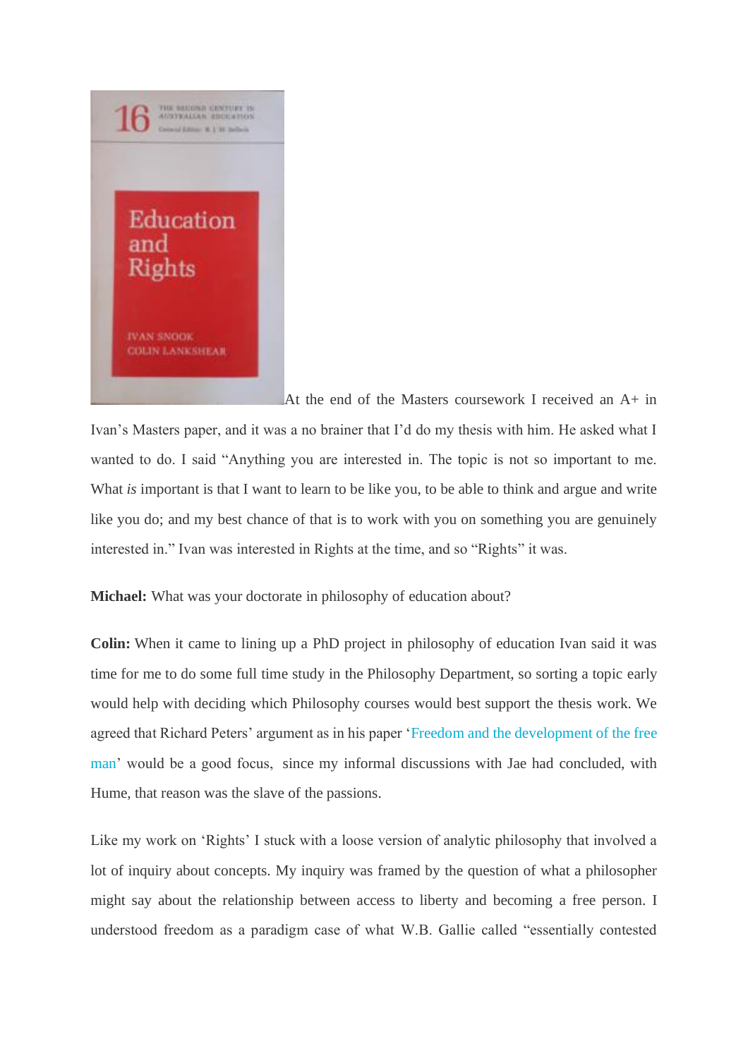At the end of the Masters coursework I received an A+ in Ivan's Masters paper, and it was a no brainer that I'd do my thesis with him. He asked what I wanted to do. I said "Anything you are interested in. The topic is not so important to me. What *is* important is that I want to learn to be like you, to be able to think and argue and write like you do; and my best chance of that is to work with you on something you are genuinely interested in." Ivan was interested in Rights at the time, and so "Rights" it was.

**Michael:** What was your doctorate in philosophy of education about?

**Colin:** When it came to lining up a PhD project in philosophy of education Ivan said it was time for me to do some full time study in the Philosophy Department, so sorting a topic early would help with deciding which Philosophy courses would best support the thesis work. We agreed that Richard Peters' argument as in his paper 'Freedom and the development of the free man' would be a good focus, since my informal discussions with Jae had concluded, with Hume, that reason was the slave of the passions.

Like my work on 'Rights' I stuck with a loose version of analytic philosophy that involved a lot of inquiry about concepts. My inquiry was framed by the question of what a philosopher might say about the relationship between access to liberty and becoming a free person. I understood freedom as a paradigm case of what W.B. Gallie called "essentially contested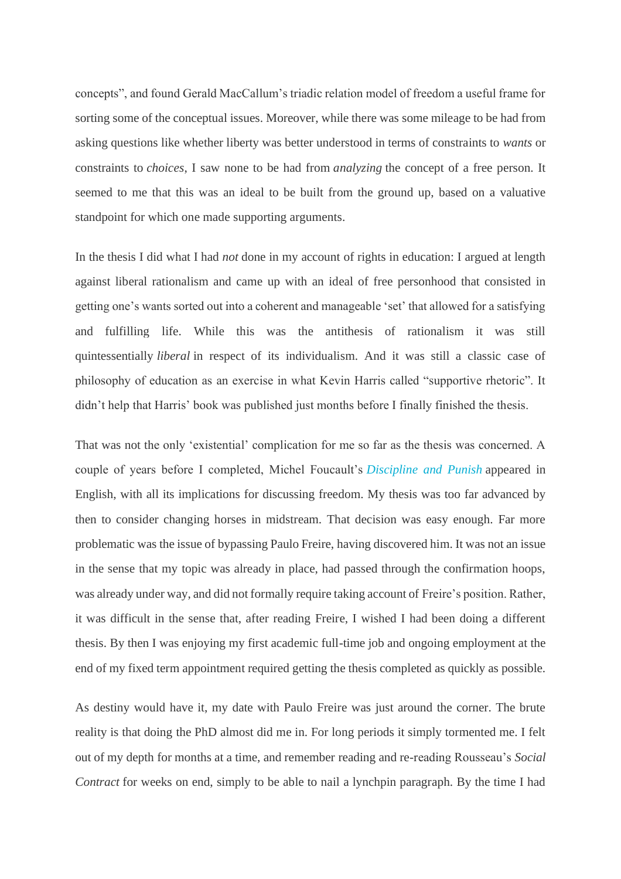concepts", and found Gerald MacCallum's triadic relation model of freedom a useful frame for sorting some of the conceptual issues. Moreover, while there was some mileage to be had from asking questions like whether liberty was better understood in terms of constraints to *wants* or constraints to *choices*, I saw none to be had from *analyzing* the concept of a free person. It seemed to me that this was an ideal to be built from the ground up, based on a valuative standpoint for which one made supporting arguments.

In the thesis I did what I had *not* done in my account of rights in education: I argued at length against liberal rationalism and came up with an ideal of free personhood that consisted in getting one's wants sorted out into a coherent and manageable 'set' that allowed for a satisfying and fulfilling life. While this was the antithesis of rationalism it was still quintessentially *liberal* in respect of its individualism. And it was still a classic case of philosophy of education as an exercise in what Kevin Harris called "supportive rhetoric". It didn't help that Harris' book was published just months before I finally finished the thesis.

That was not the only 'existential' complication for me so far as the thesis was concerned. A couple of years before I completed, Michel Foucault's *Discipline and Punish* appeared in English, with all its implications for discussing freedom. My thesis was too far advanced by then to consider changing horses in midstream. That decision was easy enough. Far more problematic was the issue of bypassing Paulo Freire, having discovered him. It was not an issue in the sense that my topic was already in place, had passed through the confirmation hoops, was already under way, and did not formally require taking account of Freire's position. Rather, it was difficult in the sense that, after reading Freire, I wished I had been doing a different thesis. By then I was enjoying my first academic full-time job and ongoing employment at the end of my fixed term appointment required getting the thesis completed as quickly as possible.

As destiny would have it, my date with Paulo Freire was just around the corner. The brute reality is that doing the PhD almost did me in. For long periods it simply tormented me. I felt out of my depth for months at a time, and remember reading and re-reading Rousseau's *Social Contract* for weeks on end, simply to be able to nail a lynchpin paragraph. By the time I had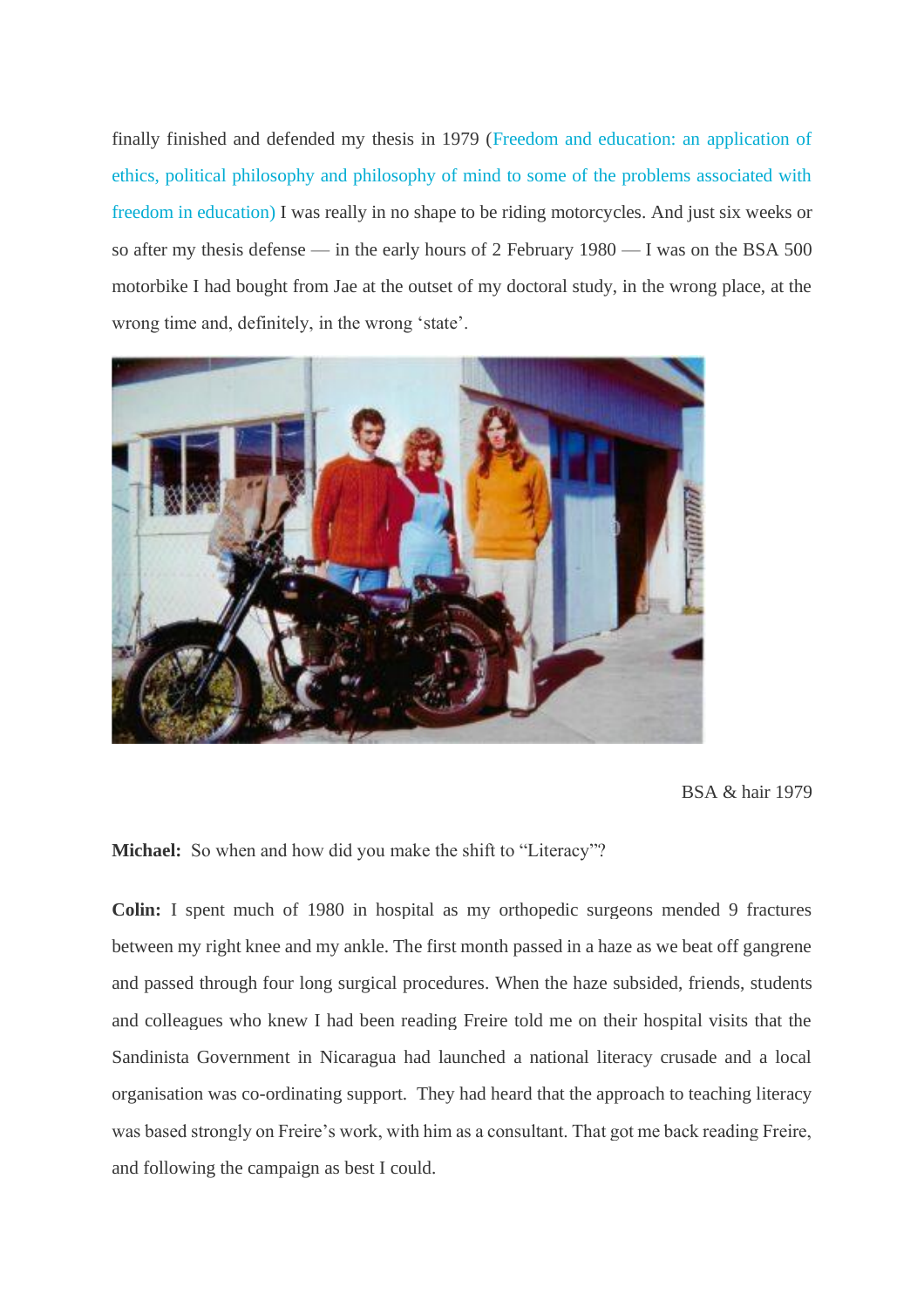finally finished and defended my thesis in 1979 (Freedom and education: an application of ethics, political philosophy and philosophy of mind to some of the problems associated with freedom in education) I was really in no shape to be riding motorcycles. And just six weeks or so after my thesis defense — in the early hours of 2 February 1980 — I was on the BSA 500 motorbike I had bought from Jae at the outset of my doctoral study, in the wrong place, at the wrong time and, definitely, in the wrong 'state'.

BSA & hair 1979

**Michael:** So when and how did you make the shift to "Literacy"?

**Colin:** I spent much of 1980 in hospital as my orthopedic surgeons mended 9 fractures between my right knee and my ankle. The first month passed in a haze as we beat off gangrene and passed through four long surgical procedures. When the haze subsided, friends, students and colleagues who knew I had been reading Freire told me on their hospital visits that the Sandinista Government in Nicaragua had launched a national literacy crusade and a local organisation was co-ordinating support. They had heard that the approach to teaching literacy was based strongly on Freire's work, with him as a consultant. That got me back reading Freire, and following the campaign as best I could.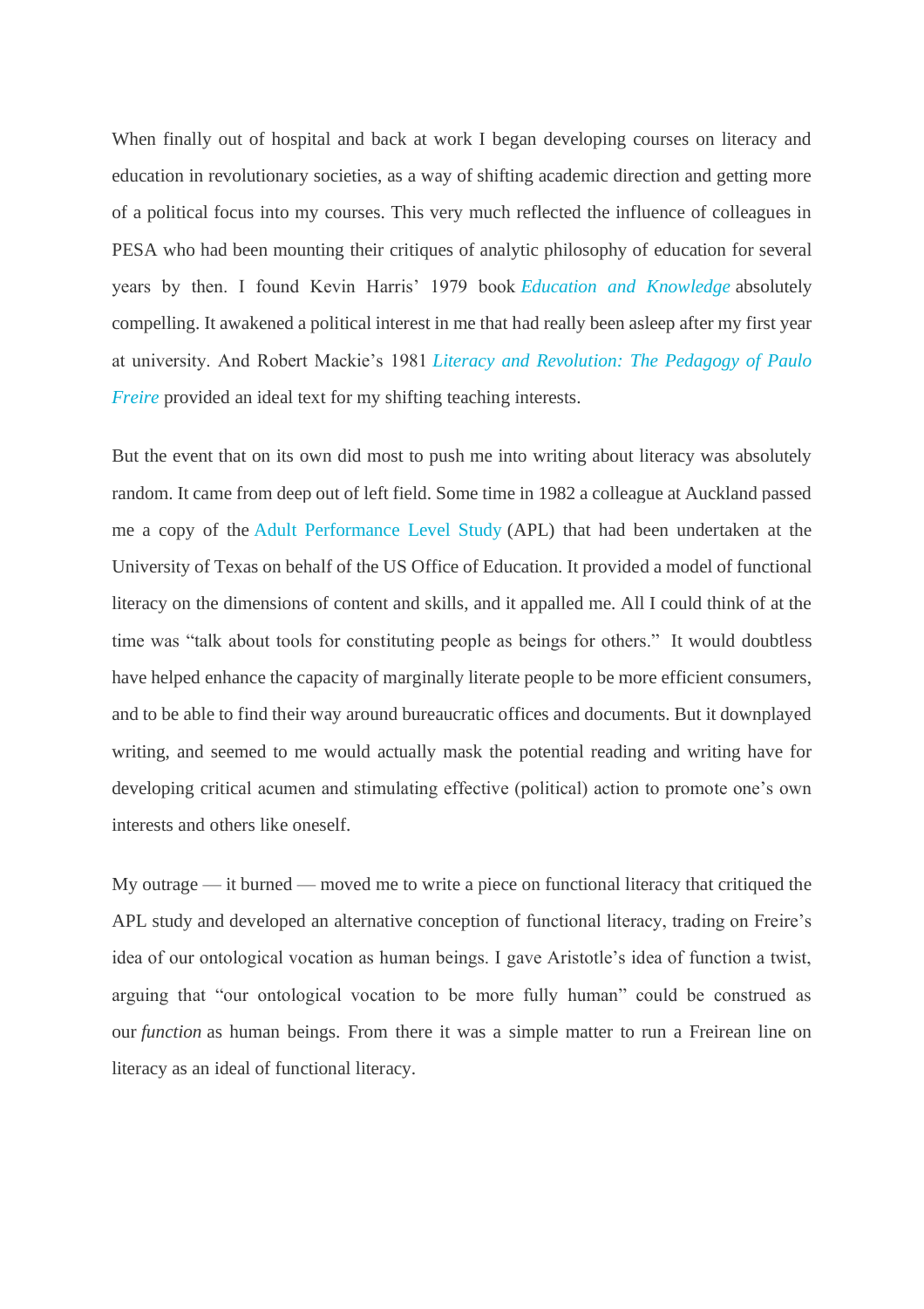When finally out of hospital and back at work I began developing courses on literacy and education in revolutionary societies, as a way of shifting academic direction and getting more of a political focus into my courses. This very much reflected the influence of colleagues in PESA who had been mounting their critiques of analytic philosophy of education for several years by then. I found Kevin Harris' 1979 book *Education and Knowledge* absolutely compelling. It awakened a political interest in me that had really been asleep after my first year at university. And Robert Mackie's 1981 *Literacy and Revolution: The Pedagogy of Paulo Freire* provided an ideal text for my shifting teaching interests.

But the event that on its own did most to push me into writing about literacy was absolutely random. It came from deep out of left field. Some time in 1982 a colleague at Auckland passed me a copy of the Adult Performance Level Study (APL) that had been undertaken at the University of Texas on behalf of the US Office of Education. It provided a model of functional literacy on the dimensions of content and skills, and it appalled me. All I could think of at the time was "talk about tools for constituting people as beings for others." It would doubtless have helped enhance the capacity of marginally literate people to be more efficient consumers, and to be able to find their way around bureaucratic offices and documents. But it downplayed writing, and seemed to me would actually mask the potential reading and writing have for developing critical acumen and stimulating effective (political) action to promote one's own interests and others like oneself.

My outrage — it burned — moved me to write a piece on functional literacy that critiqued the APL study and developed an alternative conception of functional literacy, trading on Freire's idea of our ontological vocation as human beings. I gave Aristotle's idea of function a twist, arguing that "our ontological vocation to be more fully human" could be construed as our *function* as human beings. From there it was a simple matter to run a Freirean line on literacy as an ideal of functional literacy.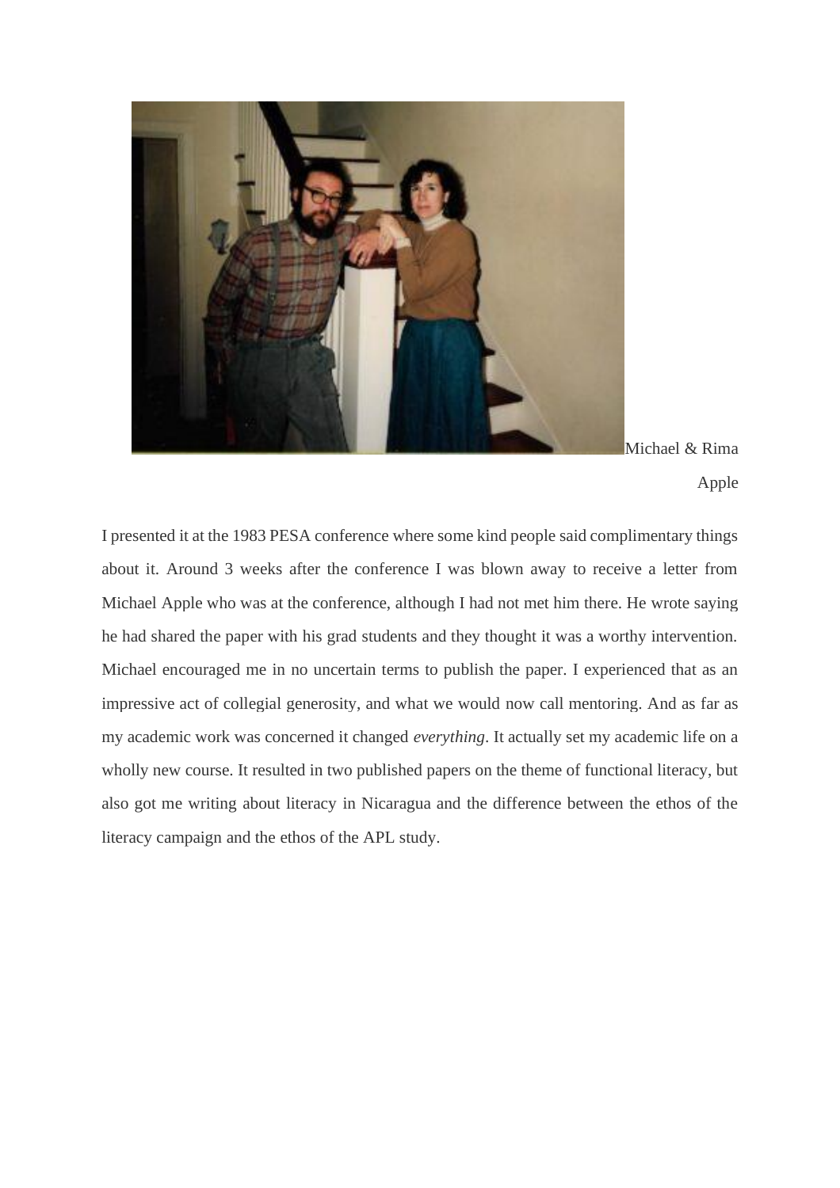Michael & Rima Apple

I presented it at the 1983 PESA conference where some kind people said complimentary things about it. Around 3 weeks after the conference I was blown away to receive a letter from Michael Apple who was at the conference, although I had not met him there. He wrote saying he had shared the paper with his grad students and they thought it was a worthy intervention. Michael encouraged me in no uncertain terms to publish the paper. I experienced that as an impressive act of collegial generosity, and what we would now call mentoring. And as far as my academic work was concerned it changed *everything*. It actually set my academic life on a wholly new course. It resulted in two published papers on the theme of functional literacy, but also got me writing about literacy in Nicaragua and the difference between the ethos of the literacy campaign and the ethos of the APL study.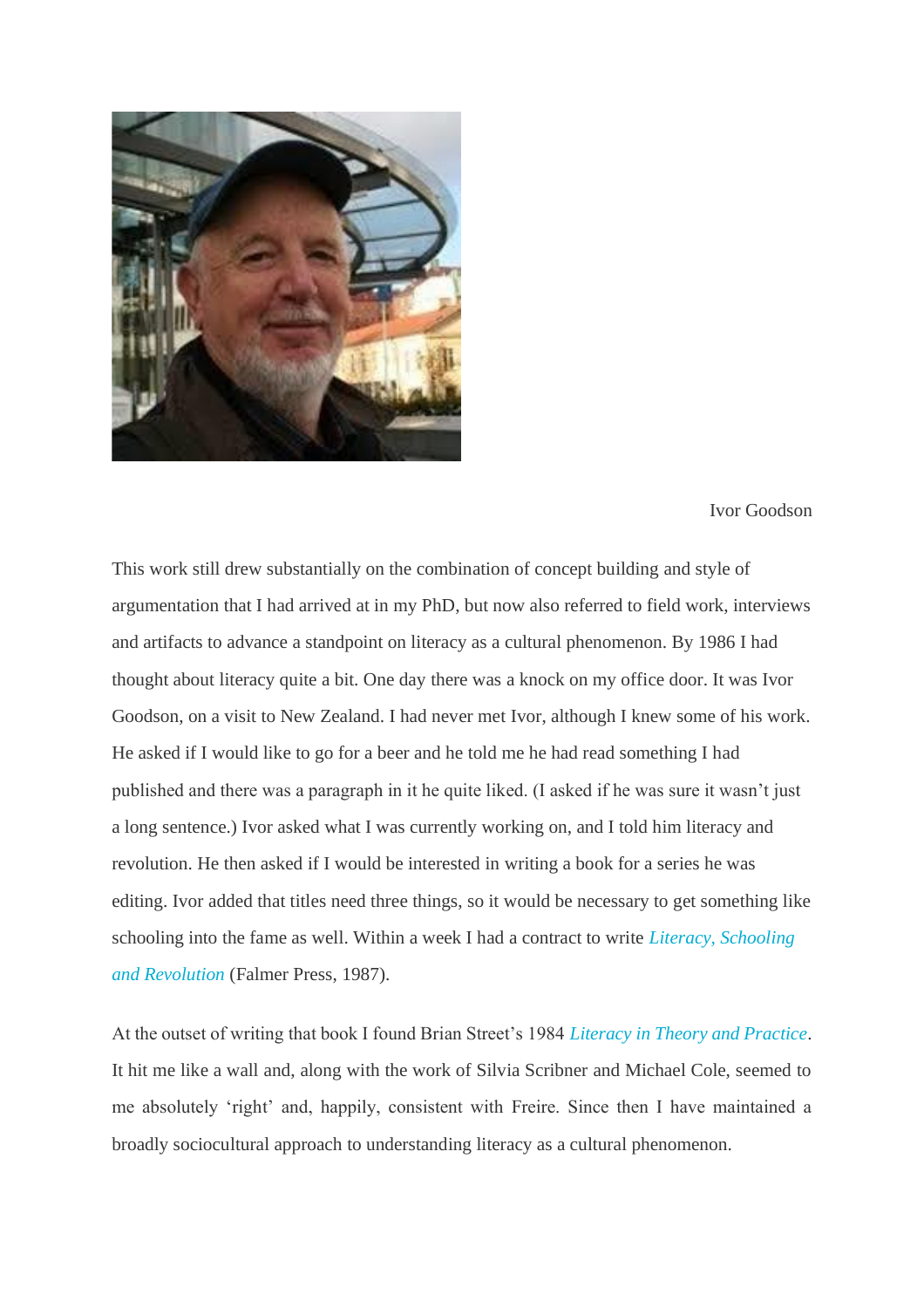Ivor Goodson

This work still drew substantially on the combination of concept building and style of argumentation that I had arrived at in my PhD, but now also referred to field work, interviews and artifacts to advance a standpoint on literacy as a cultural phenomenon. By 1986 I had thought about literacy quite a bit. One day there was a knock on my office door. It was Ivor Goodson, on a visit to New Zealand. I had never met Ivor, although I knew some of his work. He asked if I would like to go for a beer and he told me he had read something I had published and there was a paragraph in it he quite liked. (I asked if he was sure it wasn't just a long sentence.) Ivor asked what I was currently working on, and I told him literacy and revolution. He then asked if I would be interested in writing a book for a series he was editing. Ivor added that titles need three things, so it would be necessary to get something like schooling into the fame as well. Within a week I had a contract to write *Literacy, Schooling and Revolution* (Falmer Press, 1987).

At the outset of writing that book I found Brian Street's 1984 *Literacy in Theory and Practice*. It hit me like a wall and, along with the work of Silvia Scribner and Michael Cole, seemed to me absolutely 'right' and, happily, consistent with Freire. Since then I have maintained a broadly sociocultural approach to understanding literacy as a cultural phenomenon.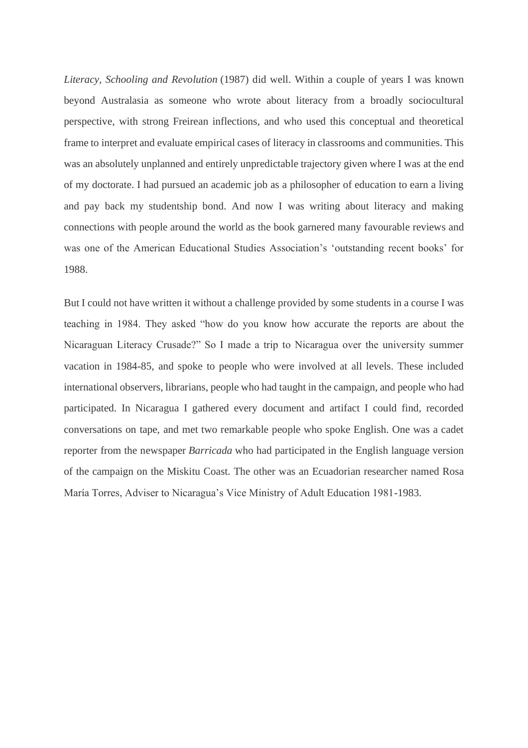*Literacy, Schooling and Revolution* (1987) did well. Within a couple of years I was known beyond Australasia as someone who wrote about literacy from a broadly sociocultural perspective, with strong Freirean inflections, and who used this conceptual and theoretical frame to interpret and evaluate empirical cases of literacy in classrooms and communities. This was an absolutely unplanned and entirely unpredictable trajectory given where I was at the end of my doctorate. I had pursued an academic job as a philosopher of education to earn a living and pay back my studentship bond. And now I was writing about literacy and making connections with people around the world as the book garnered many favourable reviews and was one of the American Educational Studies Association's 'outstanding recent books' for 1988.

But I could not have written it without a challenge provided by some students in a course I was teaching in 1984. They asked "how do you know how accurate the reports are about the Nicaraguan Literacy Crusade?" So I made a trip to Nicaragua over the university summer vacation in 1984-85, and spoke to people who were involved at all levels. These included international observers, librarians, people who had taught in the campaign, and people who had participated. In Nicaragua I gathered every document and artifact I could find, recorded conversations on tape, and met two remarkable people who spoke English. One was a cadet reporter from the newspaper *Barricada* who had participated in the English language version of the campaign on the Miskitu Coast. The other was an Ecuadorian researcher named Rosa María Torres, Adviser to Nicaragua's Vice Ministry of Adult Education 1981-1983.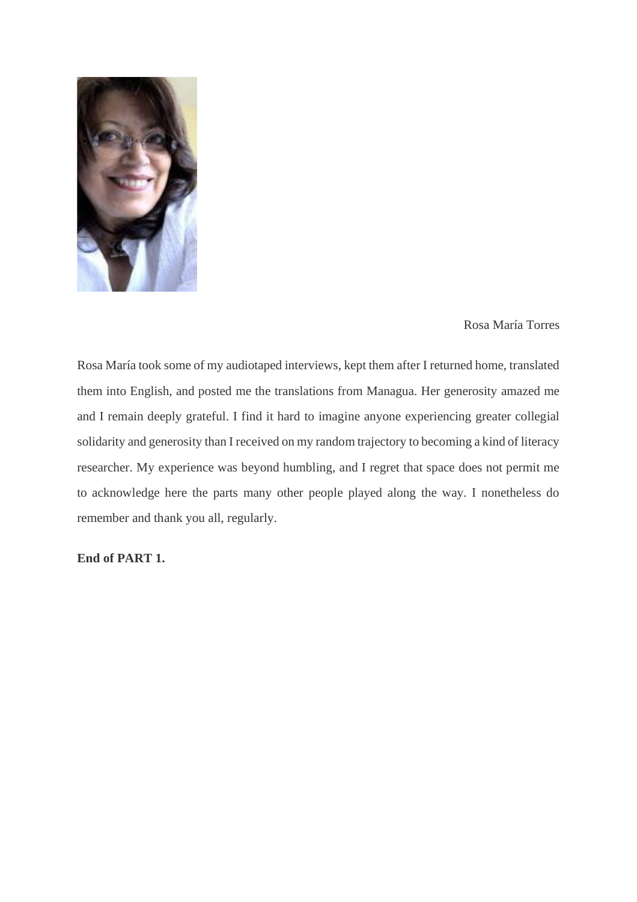Rosa María Torres

Rosa María took some of my audiotaped interviews, kept them after I returned home, translated them into English, and posted me the translations from Managua. Her generosity amazed me and I remain deeply grateful. I find it hard to imagine anyone experiencing greater collegial solidarity and generosity than I received on my random trajectory to becoming a kind of literacy researcher. My experience was beyond humbling, and I regret that space does not permit me to acknowledge here the parts many other people played along the way. I nonetheless do remember and thank you all, regularly.

**End of PART 1.**